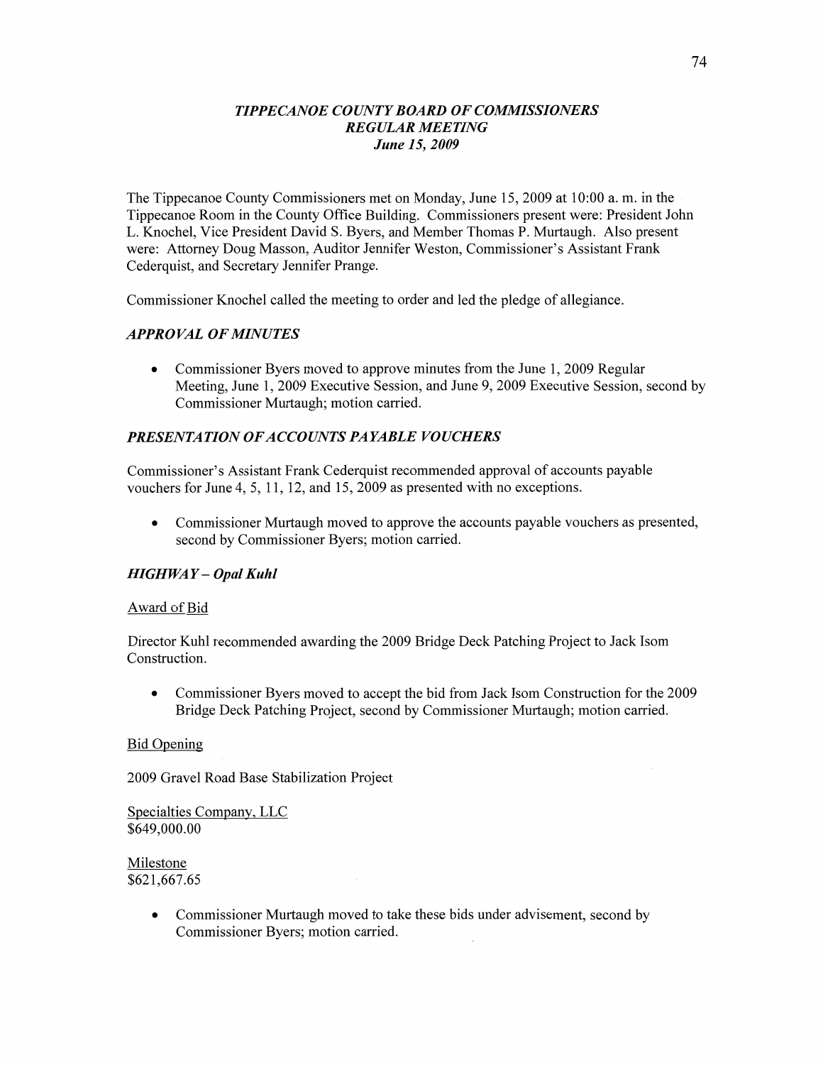# *TIPPECANOE COUNTY BOARD OF COMMISSIONERS*
## *REGULAR MEETING*
### *June 15, 2009*

The Tippecanoe County Commissioners met on Monday, June 15, 2009 at 10:00 a. m. in the Tippecanoe Room in the County Office Building. Commissioners present were: President John L. Knochel, Vice President David S. Byers, and Member Thomas P. Murtaugh. Also present were: Attorney Doug Masson, Auditor Jennifer Weston, Commissioner's Assistant Frank Cederquist, and Secretary Jennifer Prange.

Commissioner Knochel called the meeting to order and led the pledge of allegiance.

## *APPROVAL OF MINUTES*

- Commissioner Byers moved to approve minutes from the June 1, 2009 Regular Meeting, June 1, 2009 Executive Session, and June 9, 2009 Executive Session, second by Commissioner Murtaugh; motion carried.

## *PRESENTATION OF ACCOUNTS PAYABLE VOUCHERS*

Commissioner's Assistant Frank Cederquist recommended approval of accounts payable vouchers for June 4, 5, 11, 12, and 15, 2009 as presented with no exceptions.

- Commissioner Murtaugh moved to approve the accounts payable vouchers as presented, second by Commissioner Byers; motion carried.

## *HIGHWAY – Opal Kuhl*

Award of Bid

Director Kuhl recommended awarding the 2009 Bridge Deck Patching Project to Jack Isom Construction.

- Commissioner Byers moved to accept the bid from Jack Isom Construction for the 2009 Bridge Deck Patching Project, second by Commissioner Murtaugh; motion carried.

Bid Opening

2009 Gravel Road Base Stabilization Project

Specialties Company, LLC
$649,000.00

Milestone
$621,667.65

- Commissioner Murtaugh moved to take these bids under advisement, second by Commissioner Byers; motion carried.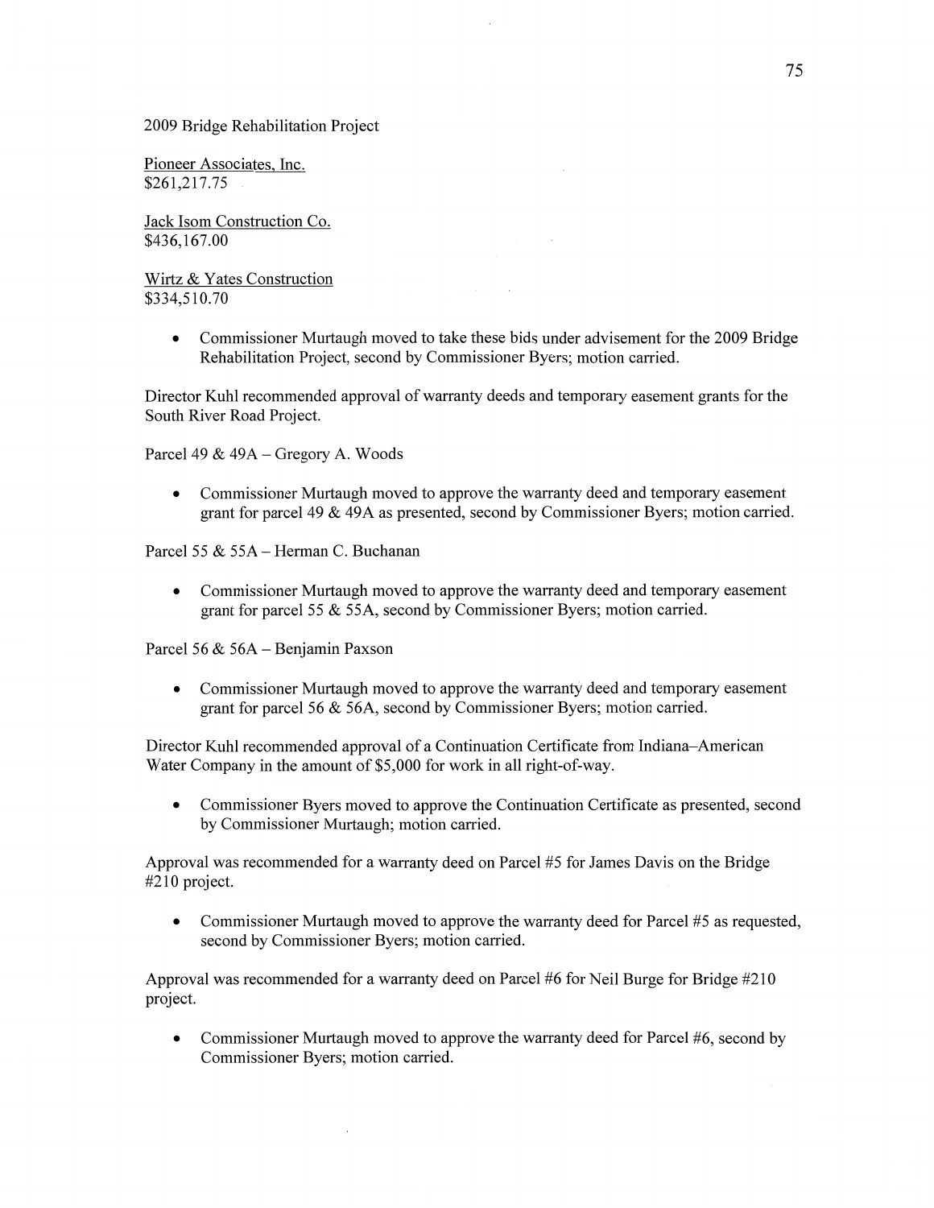2009 Bridge Rehabilitation Project

Pioneer Associates, Inc.
$261,217.75

Jack Isom Construction Co.
$436,167.00

Wirtz & Yates Construction
$334,510.70

- Commissioner Murtaugh moved to take these bids under advisement for the 2009 Bridge Rehabilitation Project, second by Commissioner Byers; motion carried.

Director Kuhl recommended approval of warranty deeds and temporary easement grants for the South River Road Project.

Parcel 49 & 49A – Gregory A. Woods

- Commissioner Murtaugh moved to approve the warranty deed and temporary easement grant for parcel 49 & 49A as presented, second by Commissioner Byers; motion carried.

Parcel 55 & 55A – Herman C. Buchanan

- Commissioner Murtaugh moved to approve the warranty deed and temporary easement grant for parcel 55 & 55A, second by Commissioner Byers; motion carried.

Parcel 56 & 56A – Benjamin Paxson

- Commissioner Murtaugh moved to approve the warranty deed and temporary easement grant for parcel 56 & 56A, second by Commissioner Byers; motion carried.

Director Kuhl recommended approval of a Continuation Certificate from Indiana–American Water Company in the amount of $5,000 for work in all right-of-way.

- Commissioner Byers moved to approve the Continuation Certificate as presented, second by Commissioner Murtaugh; motion carried.

Approval was recommended for a warranty deed on Parcel #5 for James Davis on the Bridge #210 project.

- Commissioner Murtaugh moved to approve the warranty deed for Parcel #5 as requested, second by Commissioner Byers; motion carried.

Approval was recommended for a warranty deed on Parcel #6 for Neil Burge for Bridge #210 project.

- Commissioner Murtaugh moved to approve the warranty deed for Parcel #6, second by Commissioner Byers; motion carried.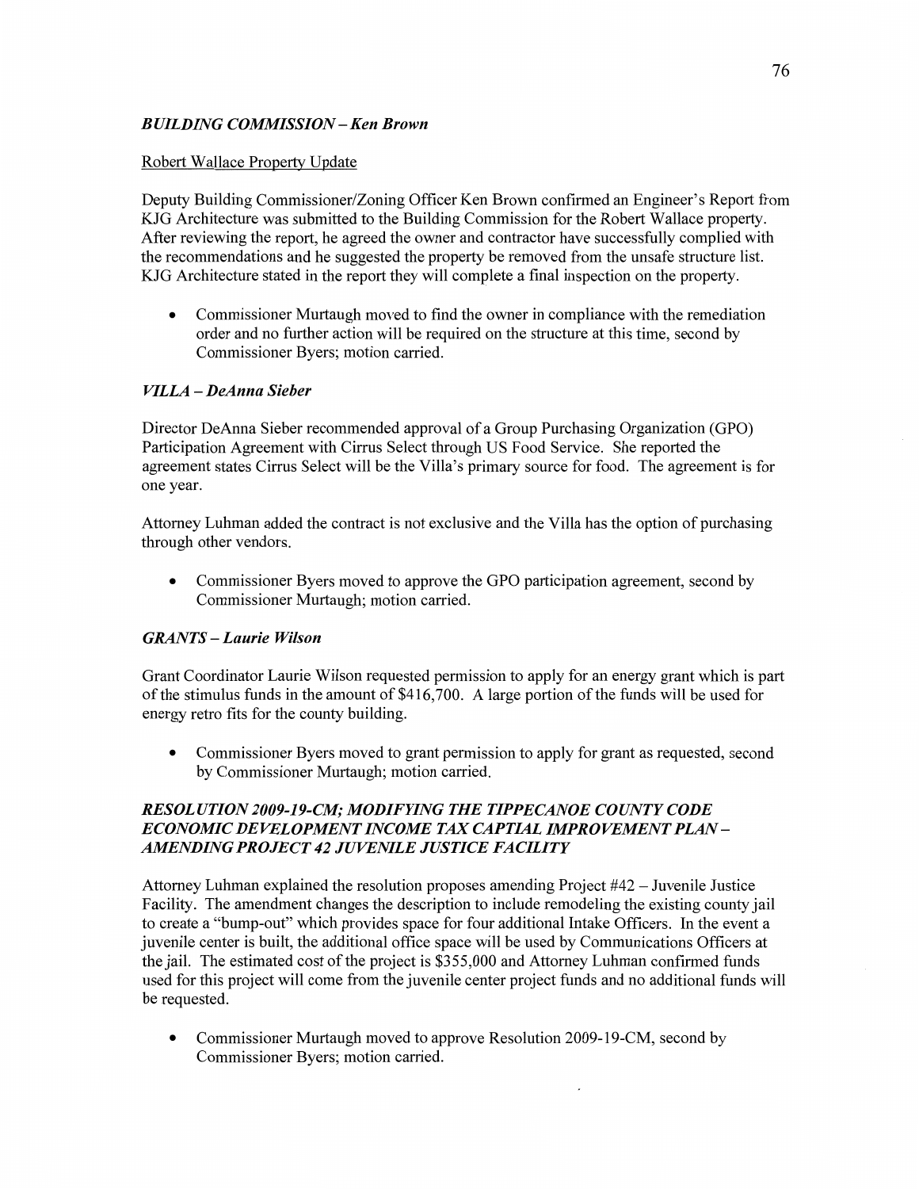***BUILDING COMMISSION – Ken Brown***

Robert Wallace Property Update

Deputy Building Commissioner/Zoning Officer Ken Brown confirmed an Engineer's Report from KJG Architecture was submitted to the Building Commission for the Robert Wallace property. After reviewing the report, he agreed the owner and contractor have successfully complied with the recommendations and he suggested the property be removed from the unsafe structure list. KJG Architecture stated in the report they will complete a final inspection on the property.

- Commissioner Murtaugh moved to find the owner in compliance with the remediation order and no further action will be required on the structure at this time, second by Commissioner Byers; motion carried.

***VILLA – DeAnna Sieber***

Director DeAnna Sieber recommended approval of a Group Purchasing Organization (GPO) Participation Agreement with Cirrus Select through US Food Service. She reported the agreement states Cirrus Select will be the Villa's primary source for food. The agreement is for one year.

Attorney Luhman added the contract is not exclusive and the Villa has the option of purchasing through other vendors.

- Commissioner Byers moved to approve the GPO participation agreement, second by Commissioner Murtaugh; motion carried.

***GRANTS – Laurie Wilson***

Grant Coordinator Laurie Wilson requested permission to apply for an energy grant which is part of the stimulus funds in the amount of $416,700. A large portion of the funds will be used for energy retro fits for the county building.

- Commissioner Byers moved to grant permission to apply for grant as requested, second by Commissioner Murtaugh; motion carried.

***RESOLUTION 2009-19-CM; MODIFYING THE TIPPECANOE COUNTY CODE ECONOMIC DEVELOPMENT INCOME TAX CAPTIAL IMPROVEMENT PLAN – AMENDING PROJECT 42 JUVENILE JUSTICE FACILITY***

Attorney Luhman explained the resolution proposes amending Project #42 – Juvenile Justice Facility. The amendment changes the description to include remodeling the existing county jail to create a "bump-out" which provides space for four additional Intake Officers. In the event a juvenile center is built, the additional office space will be used by Communications Officers at the jail. The estimated cost of the project is $355,000 and Attorney Luhman confirmed funds used for this project will come from the juvenile center project funds and no additional funds will be requested.

- Commissioner Murtaugh moved to approve Resolution 2009-19-CM, second by Commissioner Byers; motion carried.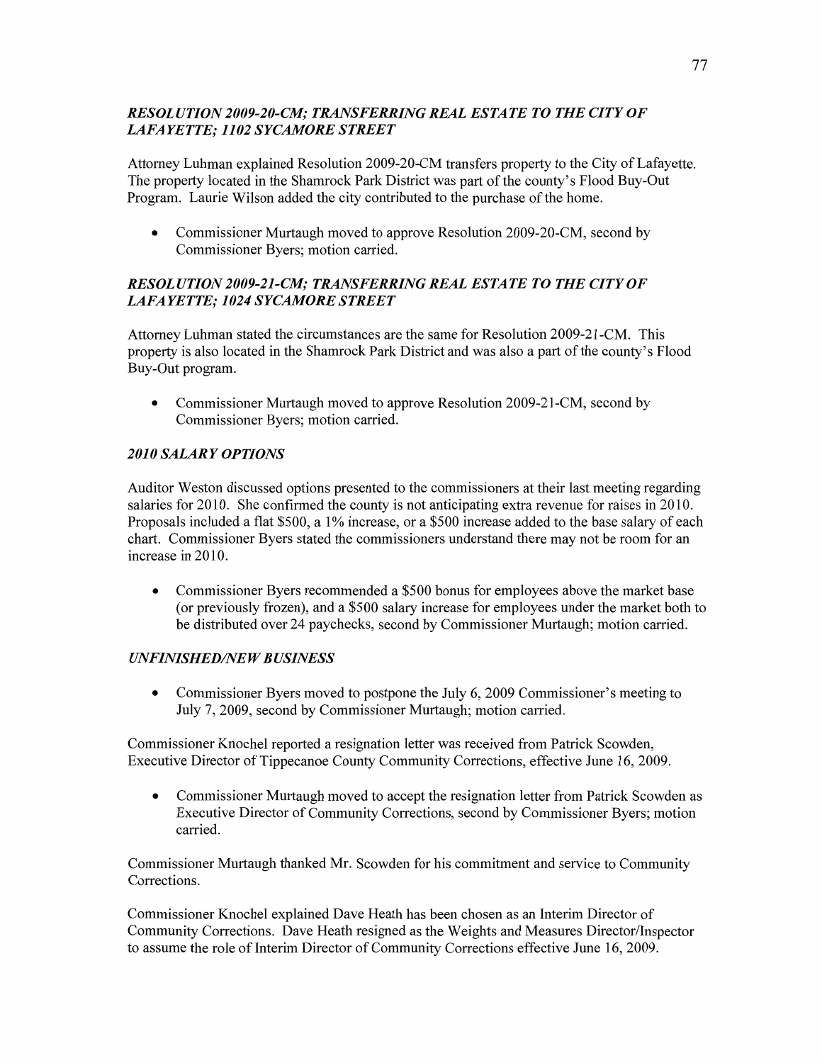### *RESOLUTION 2009-20-CM; TRANSFERRING REAL ESTATE TO THE CITY OF LAFAYETTE; 1102 SYCAMORE STREET*

Attorney Luhman explained Resolution 2009-20-CM transfers property to the City of Lafayette. The property located in the Shamrock Park District was part of the county's Flood Buy-Out Program. Laurie Wilson added the city contributed to the purchase of the home.

- Commissioner Murtaugh moved to approve Resolution 2009-20-CM, second by Commissioner Byers; motion carried.

### *RESOLUTION 2009-21-CM; TRANSFERRING REAL ESTATE TO THE CITY OF LAFAYETTE; 1024 SYCAMORE STREET*

Attorney Luhman stated the circumstances are the same for Resolution 2009-21-CM. This property is also located in the Shamrock Park District and was also a part of the county's Flood Buy-Out program.

- Commissioner Murtaugh moved to approve Resolution 2009-21-CM, second by Commissioner Byers; motion carried.

### *2010 SALARY OPTIONS*

Auditor Weston discussed options presented to the commissioners at their last meeting regarding salaries for 2010. She confirmed the county is not anticipating extra revenue for raises in 2010. Proposals included a flat $500, a 1% increase, or a $500 increase added to the base salary of each chart. Commissioner Byers stated the commissioners understand there may not be room for an increase in 2010.

- Commissioner Byers recommended a $500 bonus for employees above the market base (or previously frozen), and a $500 salary increase for employees under the market both to be distributed over 24 paychecks, second by Commissioner Murtaugh; motion carried.

### *UNFINISHED/NEW BUSINESS*

- Commissioner Byers moved to postpone the July 6, 2009 Commissioner's meeting to July 7, 2009, second by Commissioner Murtaugh; motion carried.

Commissioner Knochel reported a resignation letter was received from Patrick Scowden, Executive Director of Tippecanoe County Community Corrections, effective June 16, 2009.

- Commissioner Murtaugh moved to accept the resignation letter from Patrick Scowden as Executive Director of Community Corrections, second by Commissioner Byers; motion carried.

Commissioner Murtaugh thanked Mr. Scowden for his commitment and service to Community Corrections.

Commissioner Knochel explained Dave Heath has been chosen as an Interim Director of Community Corrections. Dave Heath resigned as the Weights and Measures Director/Inspector to assume the role of Interim Director of Community Corrections effective June 16, 2009.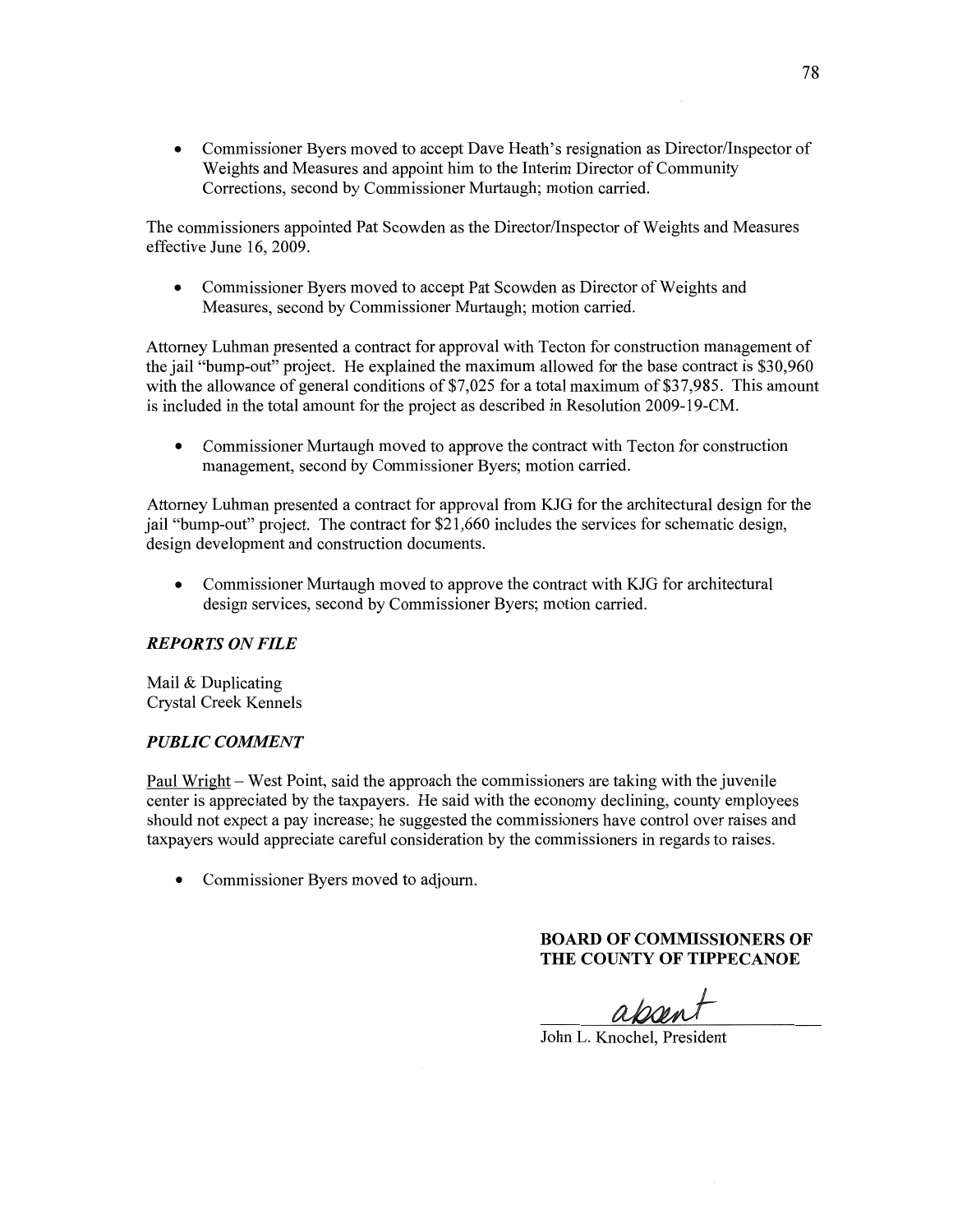- Commissioner Byers moved to accept Dave Heath's resignation as Director/Inspector of Weights and Measures and appoint him to the Interim Director of Community Corrections, second by Commissioner Murtaugh; motion carried.

The commissioners appointed Pat Scowden as the Director/Inspector of Weights and Measures effective June 16, 2009.

- Commissioner Byers moved to accept Pat Scowden as Director of Weights and Measures, second by Commissioner Murtaugh; motion carried.

Attorney Luhman presented a contract for approval with Tecton for construction management of the jail "bump-out" project. He explained the maximum allowed for the base contract is $30,960 with the allowance of general conditions of $7,025 for a total maximum of $37,985. This amount is included in the total amount for the project as described in Resolution 2009-19-CM.

- Commissioner Murtaugh moved to approve the contract with Tecton for construction management, second by Commissioner Byers; motion carried.

Attorney Luhman presented a contract for approval from KJG for the architectural design for the jail "bump-out" project. The contract for $21,660 includes the services for schematic design, design development and construction documents.

- Commissioner Murtaugh moved to approve the contract with KJG for architectural design services, second by Commissioner Byers; motion carried.

### *REPORTS ON FILE*

Mail & Duplicating
Crystal Creek Kennels

### *PUBLIC COMMENT*

Paul Wright – West Point, said the approach the commissioners are taking with the juvenile center is appreciated by the taxpayers. He said with the economy declining, county employees should not expect a pay increase; he suggested the commissioners have control over raises and taxpayers would appreciate careful consideration by the commissioners in regards to raises.

- Commissioner Byers moved to adjourn.

**BOARD OF COMMISSIONERS OF THE COUNTY OF TIPPECANOE**

absent

John L. Knochel, President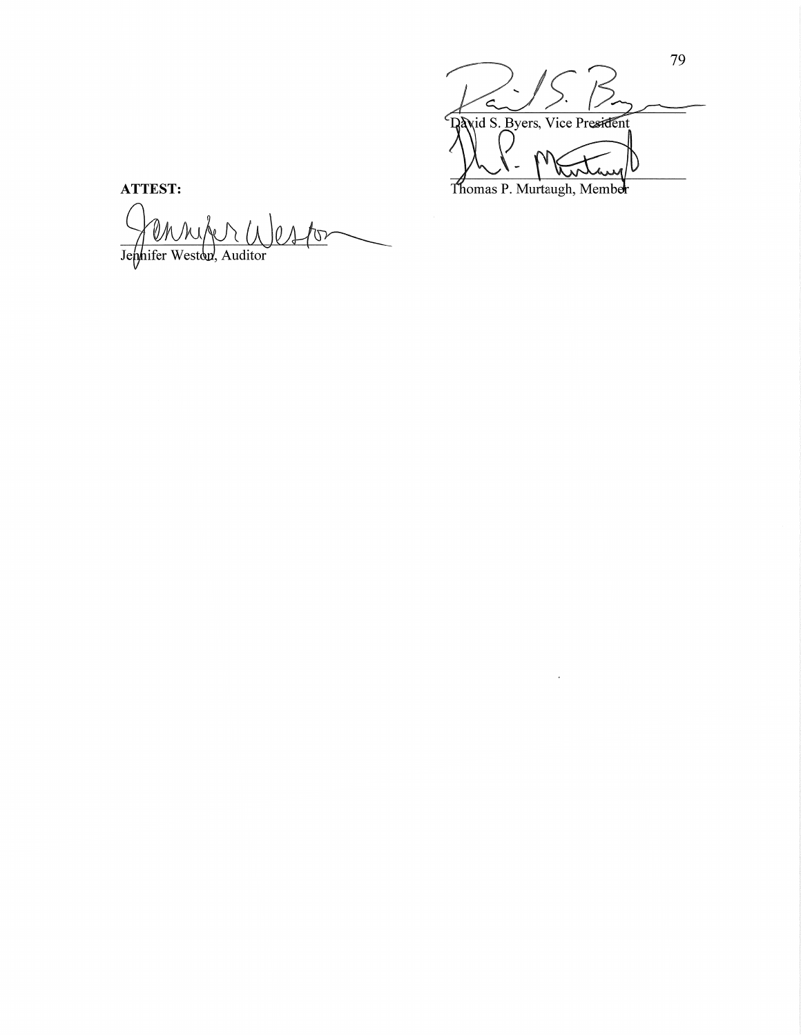David S. Byers, Vice President

Thomas P. Murtaugh, Member

**ATTEST:**

Jennifer Weston, Auditor